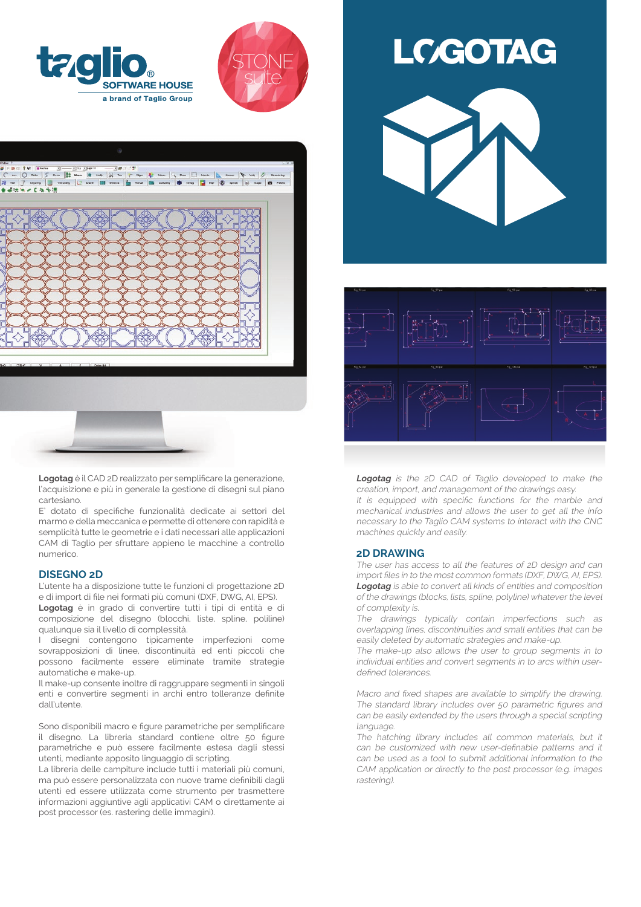taglio® SOFTWARE HOUSE
a brand of Taglio Group

STONE suite

# LOGOTAG

**Logotag** è il CAD 2D realizzato per semplificare la generazione, l'acquisizione e più in generale la gestione di disegni sul piano cartesiano.
E' dotato di specifiche funzionalità dedicate ai settori del marmo e della meccanica e permette di ottenere con rapidità e semplicità tutte le geometrie e i dati necessari alle applicazioni CAM di Taglio per sfruttare appieno le macchine a controllo numerico.

## DISEGNO 2D

L'utente ha a disposizione tutte le funzioni di progettazione 2D e di import di file nei formati più comuni (DXF, DWG, AI, EPS).
**Logotag** è in grado di convertire tutti i tipi di entità e di composizione del disegno (blocchi, liste, spline, polilìne) qualunque sia il livello di complessità.
I disegni contengono tipicamente imperfezioni come sovrapposizioni di linee, discontinuità ed enti piccoli che possono facilmente essere eliminate tramite strategie automatiche e make-up.
Il make-up consente inoltre di raggruppare segmenti in singoli enti e convertire segmenti in archi entro tolleranze definite dall'utente.

Sono disponibili macro e figure parametriche per semplificare il disegno. La libreria standard contiene oltre 50 figure parametriche e può essere facilmente estesa dagli stessi utenti, mediante apposito linguaggio di scripting.
La libreria delle campiture include tutti i materiali più comuni, ma può essere personalizzata con nuove trame definibili dagli utenti ed essere utilizzata come strumento per trasmettere informazioni aggiuntive agli applicativi CAM o direttamente ai post processor (es. rastering delle immagini).

*__Logotag__ is the 2D CAD of Taglio developed to make the creation, import, and management of the drawings easy.*
*It is equipped with specific functions for the marble and mechanical industries and allows the user to get all the info necessary to the Taglio CAM systems to interact with the CNC machines quickly and easily.*

## 2D DRAWING

*The user has access to all the features of 2D design and can import files in to the most common formats (DXF, DWG, AI, EPS).*
*__Logotag__ is able to convert all kinds of entities and composition of the drawings (blocks, lists, spline, polyline) whatever the level of complexity is.*
*The drawings typically contain imperfections such as overlapping lines, discontinuities and small entities that can be easily deleted by automatic strategies and make-up.*
*The make-up also allows the user to group segments in to individual entities and convert segments in to arcs within user-defined tolerances.*

*Macro and fixed shapes are available to simplify the drawing. The standard library includes over 50 parametric figures and can be easily extended by the users through a special scripting language.*
*The hatching library includes all common materials, but it can be customized with new user-definable patterns and it can be used as a tool to submit additional information to the CAM application or directly to the post processor (e.g. images rastering).*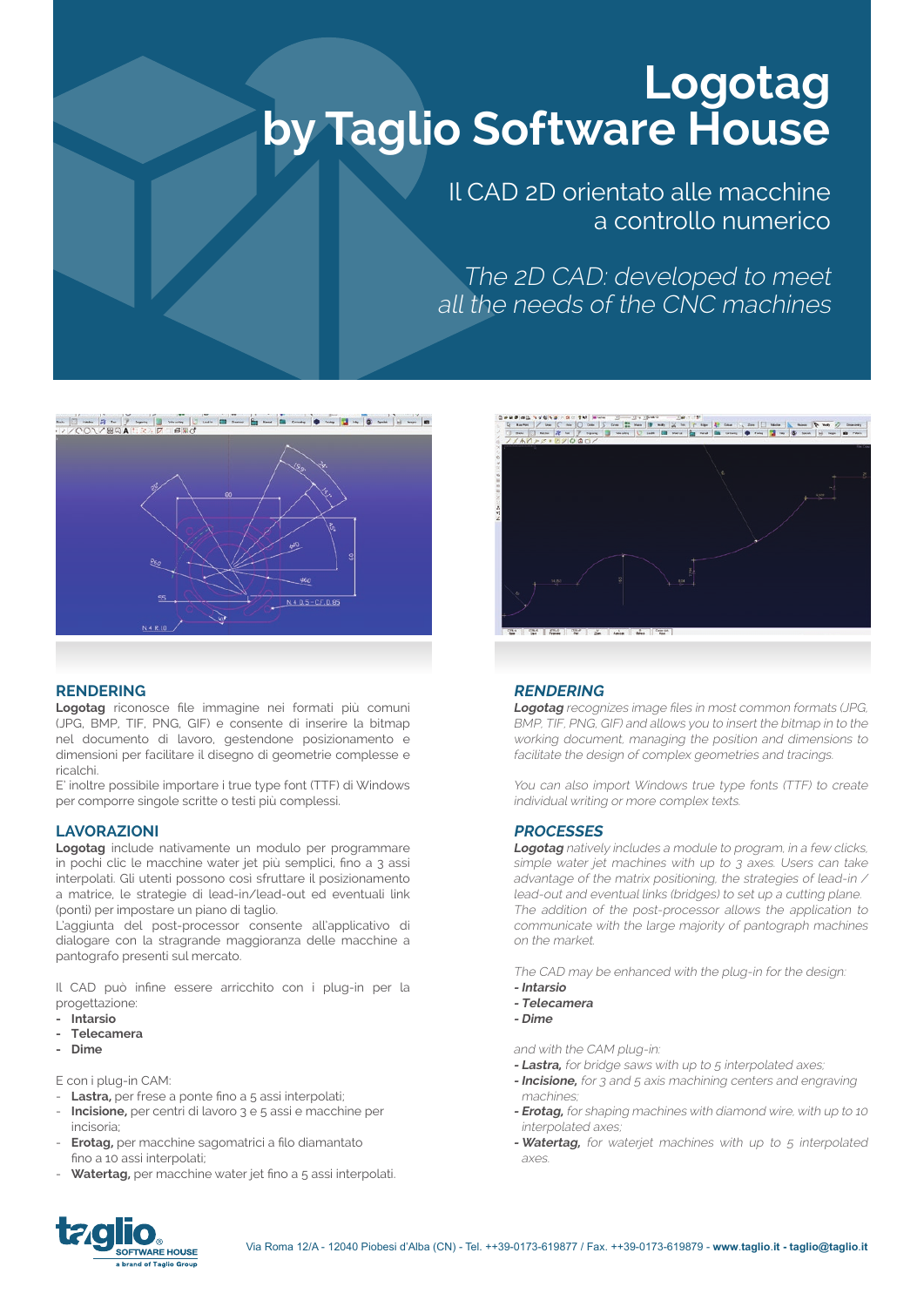# Logotag by Taglio Software House

Il CAD 2D orientato alle macchine a controllo numerico

*The 2D CAD: developed to meet all the needs of the CNC machines*

## RENDERING

**Logotag** riconosce file immagine nei formati più comuni (JPG, BMP, TIF, PNG, GIF) e consente di inserire la bitmap nel documento di lavoro, gestendone posizionamento e dimensioni per facilitare il disegno di geometrie complesse e ricalchi.

E' inoltre possibile importare i true type font (TTF) di Windows per comporre singole scritte o testi più complessi.

## LAVORAZIONI

**Logotag** include nativamente un modulo per programmare in pochi clic le macchine water jet più semplici, fino a 3 assi interpolati. Gli utenti possono così sfruttare il posizionamento a matrice, le strategie di lead-in/lead-out ed eventuali link (ponti) per impostare un piano di taglio.

L'aggiunta del post-processor consente all'applicativo di dialogare con la stragrande maggioranza delle macchine a pantografo presenti sul mercato.

Il CAD può infine essere arricchito con i plug-in per la progettazione:

- **Intarsio**
- **Telecamera**
- **Dime**

E con i plug-in CAM:

- **Lastra,** per frese a ponte fino a 5 assi interpolati;
- **Incisione,** per centri di lavoro 3 e 5 assi e macchine per incisoria;
- **Erotag,** per macchine sagomatrici a filo diamantato fino a 10 assi interpolati;
- **Watertag,** per macchine water jet fino a 5 assi interpolati.

## *RENDERING*

***Logotag*** *recognizes image files in most common formats (JPG, BMP, TIF, PNG, GIF) and allows you to insert the bitmap in to the working document, managing the position and dimensions to facilitate the design of complex geometries and tracings.*

*You can also import Windows true type fonts (TTF) to create individual writing or more complex texts.*

## *PROCESSES*

***Logotag*** *natively includes a module to program, in a few clicks, simple water jet machines with up to 3 axes. Users can take advantage of the matrix positioning, the strategies of lead-in / lead-out and eventual links (bridges) to set up a cutting plane. The addition of the post-processor allows the application to communicate with the large majority of pantograph machines on the market.*

*The CAD may be enhanced with the plug-in for the design:*

- ***Intarsio***
- ***Telecamera***
- ***Dime***

*and with the CAM plug-in:*

- ***Lastra,*** *for bridge saws with up to 5 interpolated axes;*
- ***Incisione,*** *for 3 and 5 axis machining centers and engraving machines;*
- ***Erotag,*** *for shaping machines with diamond wire, with up to 10 interpolated axes;*
- ***Watertag,*** *for waterjet machines with up to 5 interpolated axes.*

taglio® SOFTWARE HOUSE a brand of Taglio Group

Via Roma 12/A - 12040 Piobesi d'Alba (CN) - Tel. ++39-0173-619877 / Fax. ++39-0173-619879 - **www.taglio.it - taglio@taglio.it**